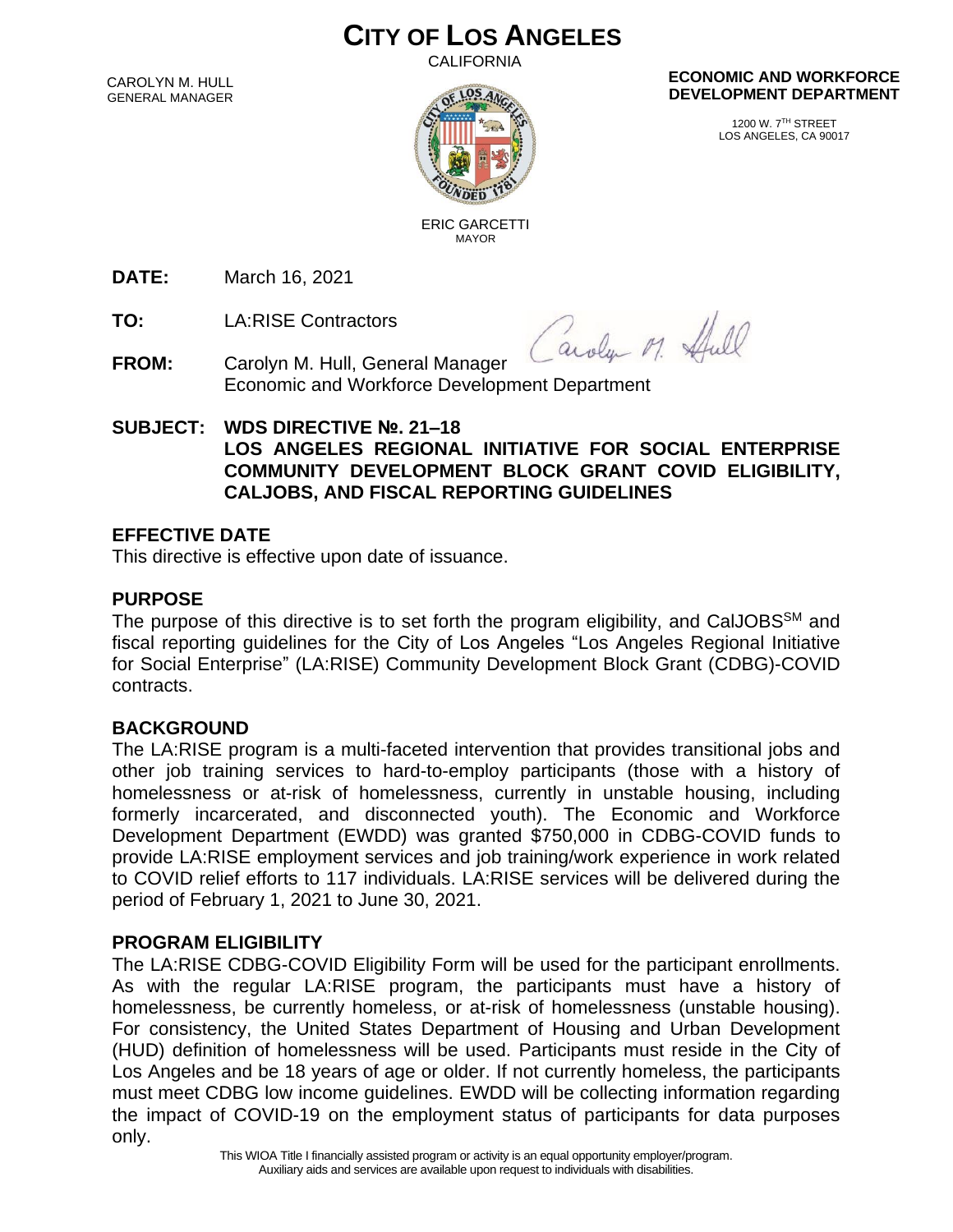# CITY OF LOS ANGELES

CALIFORNIA

CAROLYN M. HULL
GENERAL MANAGER

ERIC GARCETTI
MAYOR

**ECONOMIC AND WORKFORCE DEVELOPMENT DEPARTMENT**

1200 W. 7TH STREET
LOS ANGELES, CA 90017

**DATE:** March 16, 2021

**TO:** LA:RISE Contractors

**FROM:** Carolyn M. Hull, General Manager
Economic and Workforce Development Department

**SUBJECT: WDS DIRECTIVE №. 21–18**
**LOS ANGELES REGIONAL INITIATIVE FOR SOCIAL ENTERPRISE COMMUNITY DEVELOPMENT BLOCK GRANT COVID ELIGIBILITY, CALJOBS, AND FISCAL REPORTING GUIDELINES**

## EFFECTIVE DATE

This directive is effective upon date of issuance.

## PURPOSE

The purpose of this directive is to set forth the program eligibility, and CalJOBS[SM] and fiscal reporting guidelines for the City of Los Angeles "Los Angeles Regional Initiative for Social Enterprise" (LA:RISE) Community Development Block Grant (CDBG)-COVID contracts.

## BACKGROUND

The LA:RISE program is a multi-faceted intervention that provides transitional jobs and other job training services to hard-to-employ participants (those with a history of homelessness or at-risk of homelessness, currently in unstable housing, including formerly incarcerated, and disconnected youth). The Economic and Workforce Development Department (EWDD) was granted $750,000 in CDBG-COVID funds to provide LA:RISE employment services and job training/work experience in work related to COVID relief efforts to 117 individuals. LA:RISE services will be delivered during the period of February 1, 2021 to June 30, 2021.

## PROGRAM ELIGIBILITY

The LA:RISE CDBG-COVID Eligibility Form will be used for the participant enrollments. As with the regular LA:RISE program, the participants must have a history of homelessness, be currently homeless, or at-risk of homelessness (unstable housing). For consistency, the United States Department of Housing and Urban Development (HUD) definition of homelessness will be used. Participants must reside in the City of Los Angeles and be 18 years of age or older. If not currently homeless, the participants must meet CDBG low income guidelines. EWDD will be collecting information regarding the impact of COVID-19 on the employment status of participants for data purposes only.

This WIOA Title I financially assisted program or activity is an equal opportunity employer/program.
Auxiliary aids and services are available upon request to individuals with disabilities.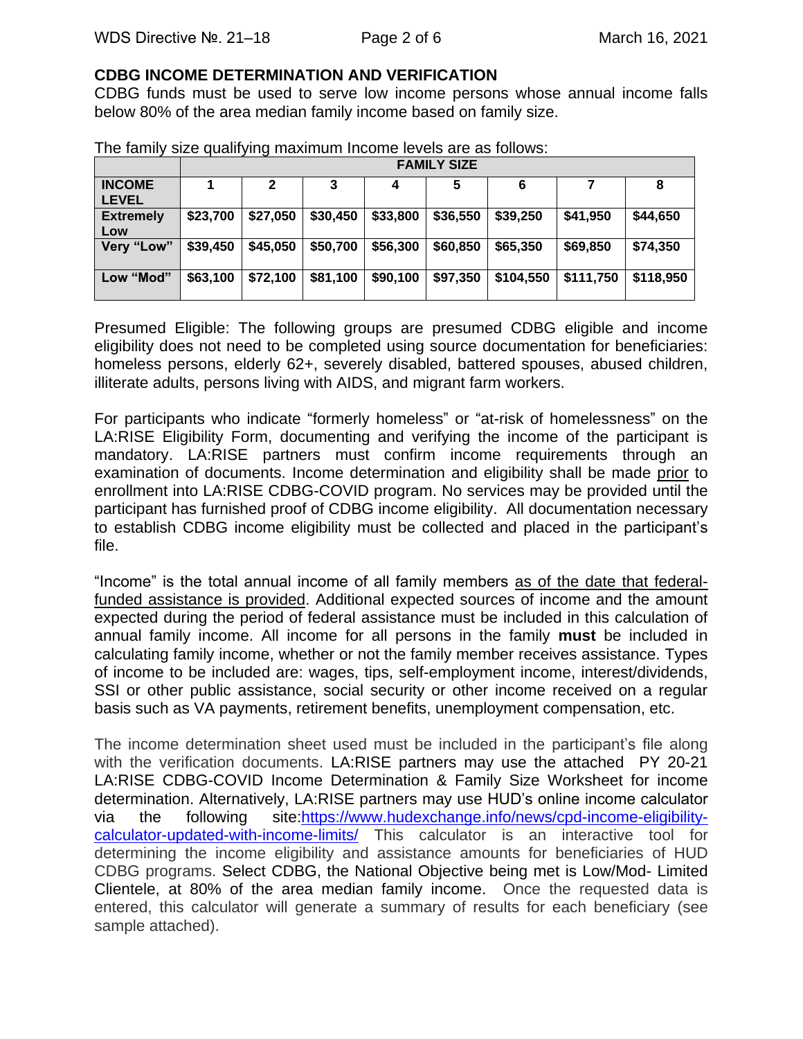## CDBG INCOME DETERMINATION AND VERIFICATION

CDBG funds must be used to serve low income persons whose annual income falls below 80% of the area median family income based on family size.

The family size qualifying maximum Income levels are as follows:

| | FAMILY SIZE | | | | | | | |
|---|---|---|---|---|---|---|---|---|
| **INCOME LEVEL** | **1** | **2** | **3** | **4** | **5** | **6** | **7** | **8** |
| **Extremely Low** | **$23,700** | **$27,050** | **$30,450** | **$33,800** | **$36,550** | **$39,250** | **$41,950** | **$44,650** |
| **Very "Low"** | **$39,450** | **$45,050** | **$50,700** | **$56,300** | **$60,850** | **$65,350** | **$69,850** | **$74,350** |
| **Low "Mod"** | **$63,100** | **$72,100** | **$81,100** | **$90,100** | **$97,350** | **$104,550** | **$111,750** | **$118,950** |

Presumed Eligible: The following groups are presumed CDBG eligible and income eligibility does not need to be completed using source documentation for beneficiaries: homeless persons, elderly 62+, severely disabled, battered spouses, abused children, illiterate adults, persons living with AIDS, and migrant farm workers.

For participants who indicate "formerly homeless" or "at-risk of homelessness" on the LA:RISE Eligibility Form, documenting and verifying the income of the participant is mandatory. LA:RISE partners must confirm income requirements through an examination of documents. Income determination and eligibility shall be made prior to enrollment into LA:RISE CDBG-COVID program. No services may be provided until the participant has furnished proof of CDBG income eligibility. All documentation necessary to establish CDBG income eligibility must be collected and placed in the participant's file.

"Income" is the total annual income of all family members as of the date that federal-funded assistance is provided. Additional expected sources of income and the amount expected during the period of federal assistance must be included in this calculation of annual family income. All income for all persons in the family **must** be included in calculating family income, whether or not the family member receives assistance. Types of income to be included are: wages, tips, self-employment income, interest/dividends, SSI or other public assistance, social security or other income received on a regular basis such as VA payments, retirement benefits, unemployment compensation, etc.

The income determination sheet used must be included in the participant's file along with the verification documents. LA:RISE partners may use the attached PY 20-21 LA:RISE CDBG-COVID Income Determination & Family Size Worksheet for income determination. Alternatively, LA:RISE partners may use HUD's online income calculator via the following site:https://www.hudexchange.info/news/cpd-income-eligibility-calculator-updated-with-income-limits/ This calculator is an interactive tool for determining the income eligibility and assistance amounts for beneficiaries of HUD CDBG programs. Select CDBG, the National Objective being met is Low/Mod- Limited Clientele, at 80% of the area median family income. Once the requested data is entered, this calculator will generate a summary of results for each beneficiary (see sample attached).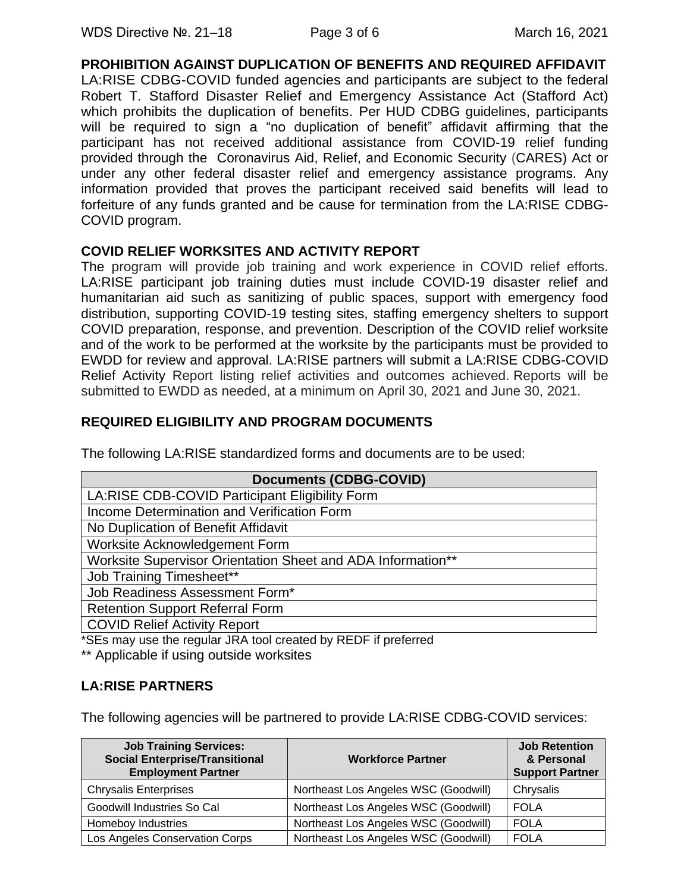## PROHIBITION AGAINST DUPLICATION OF BENEFITS AND REQUIRED AFFIDAVIT

LA:RISE CDBG-COVID funded agencies and participants are subject to the federal Robert T. Stafford Disaster Relief and Emergency Assistance Act (Stafford Act) which prohibits the duplication of benefits. Per HUD CDBG guidelines, participants will be required to sign a "no duplication of benefit" affidavit affirming that the participant has not received additional assistance from COVID-19 relief funding provided through the Coronavirus Aid, Relief, and Economic Security (CARES) Act or under any other federal disaster relief and emergency assistance programs. Any information provided that proves the participant received said benefits will lead to forfeiture of any funds granted and be cause for termination from the LA:RISE CDBG-COVID program.

## COVID RELIEF WORKSITES AND ACTIVITY REPORT

The program will provide job training and work experience in COVID relief efforts. LA:RISE participant job training duties must include COVID-19 disaster relief and humanitarian aid such as sanitizing of public spaces, support with emergency food distribution, supporting COVID-19 testing sites, staffing emergency shelters to support COVID preparation, response, and prevention. Description of the COVID relief worksite and of the work to be performed at the worksite by the participants must be provided to EWDD for review and approval. LA:RISE partners will submit a LA:RISE CDBG-COVID Relief Activity Report listing relief activities and outcomes achieved. Reports will be submitted to EWDD as needed, at a minimum on April 30, 2021 and June 30, 2021.

## REQUIRED ELIGIBILITY AND PROGRAM DOCUMENTS

The following LA:RISE standardized forms and documents are to be used:

| Documents (CDBG-COVID) |
|---|
| LA:RISE CDB-COVID Participant Eligibility Form |
| Income Determination and Verification Form |
| No Duplication of Benefit Affidavit |
| Worksite Acknowledgement Form |
| Worksite Supervisor Orientation Sheet and ADA Information** |
| Job Training Timesheet** |
| Job Readiness Assessment Form* |
| Retention Support Referral Form |
| COVID Relief Activity Report |

*SEs may use the regular JRA tool created by REDF if preferred

** Applicable if using outside worksites

## LA:RISE PARTNERS

The following agencies will be partnered to provide LA:RISE CDBG-COVID services:

| Job Training Services: Social Enterprise/Transitional Employment Partner | Workforce Partner | Job Retention & Personal Support Partner |
|---|---|---|
| Chrysalis Enterprises | Northeast Los Angeles WSC (Goodwill) | Chrysalis |
| Goodwill Industries So Cal | Northeast Los Angeles WSC (Goodwill) | FOLA |
| Homeboy Industries | Northeast Los Angeles WSC (Goodwill) | FOLA |
| Los Angeles Conservation Corps | Northeast Los Angeles WSC (Goodwill) | FOLA |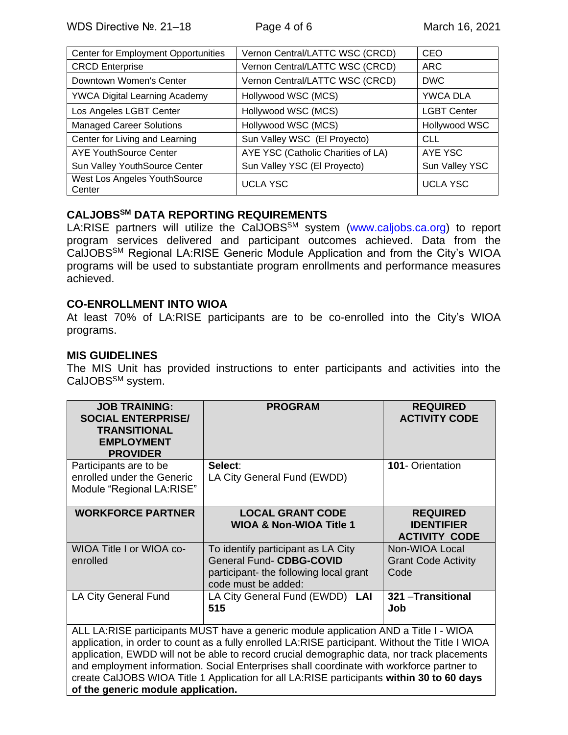| Center for Employment Opportunities | Vernon Central/LATTC WSC (CRCD) | CEO |
|---|---|---|
| CRCD Enterprise | Vernon Central/LATTC WSC (CRCD) | ARC |
| Downtown Women's Center | Vernon Central/LATTC WSC (CRCD) | DWC |
| YWCA Digital Learning Academy | Hollywood WSC (MCS) | YWCA DLA |
| Los Angeles LGBT Center | Hollywood WSC (MCS) | LGBT Center |
| Managed Career Solutions | Hollywood WSC (MCS) | Hollywood WSC |
| Center for Living and Learning | Sun Valley WSC (El Proyecto) | CLL |
| AYE YouthSource Center | AYE YSC (Catholic Charities of LA) | AYE YSC |
| Sun Valley YouthSource Center | Sun Valley YSC (El Proyecto) | Sun Valley YSC |
| West Los Angeles YouthSource Center | UCLA YSC | UCLA YSC |

## CALJOBS[SM] DATA REPORTING REQUIREMENTS

LA:RISE partners will utilize the CalJOBS[SM] system (www.caljobs.ca.org) to report program services delivered and participant outcomes achieved. Data from the CalJOBS[SM] Regional LA:RISE Generic Module Application and from the City's WIOA programs will be used to substantiate program enrollments and performance measures achieved.

## CO-ENROLLMENT INTO WIOA

At least 70% of LA:RISE participants are to be co-enrolled into the City's WIOA programs.

## MIS GUIDELINES

The MIS Unit has provided instructions to enter participants and activities into the CalJOBS[SM] system.

| JOB TRAINING: SOCIAL ENTERPRISE/ TRANSITIONAL EMPLOYMENT PROVIDER | PROGRAM | REQUIRED ACTIVITY CODE |
|---|---|---|
| Participants are to be enrolled under the Generic Module "Regional LA:RISE" | **Select**: LA City General Fund (EWDD) | **101**- Orientation |
| **WORKFORCE PARTNER** | **LOCAL GRANT CODE WIOA & Non-WIOA Title 1** | **REQUIRED IDENTIFIER ACTIVITY CODE** |
| WIOA Title I or WIOA co-enrolled | To identify participant as LA City General Fund- **CDBG-COVID** participant- the following local grant code must be added: | Non-WIOA Local Grant Code Activity Code |
| LA City General Fund | LA City General Fund (EWDD) **LAI 515** | **321 –Transitional Job** |
| ALL LA:RISE participants MUST have a generic module application AND a Title I - WIOA application, in order to count as a fully enrolled LA:RISE participant. Without the Title I WIOA application, EWDD will not be able to record crucial demographic data, nor track placements and employment information. Social Enterprises shall coordinate with workforce partner to create CalJOBS WIOA Title 1 Application for all LA:RISE participants **within 30 to 60 days of the generic module application.** | | |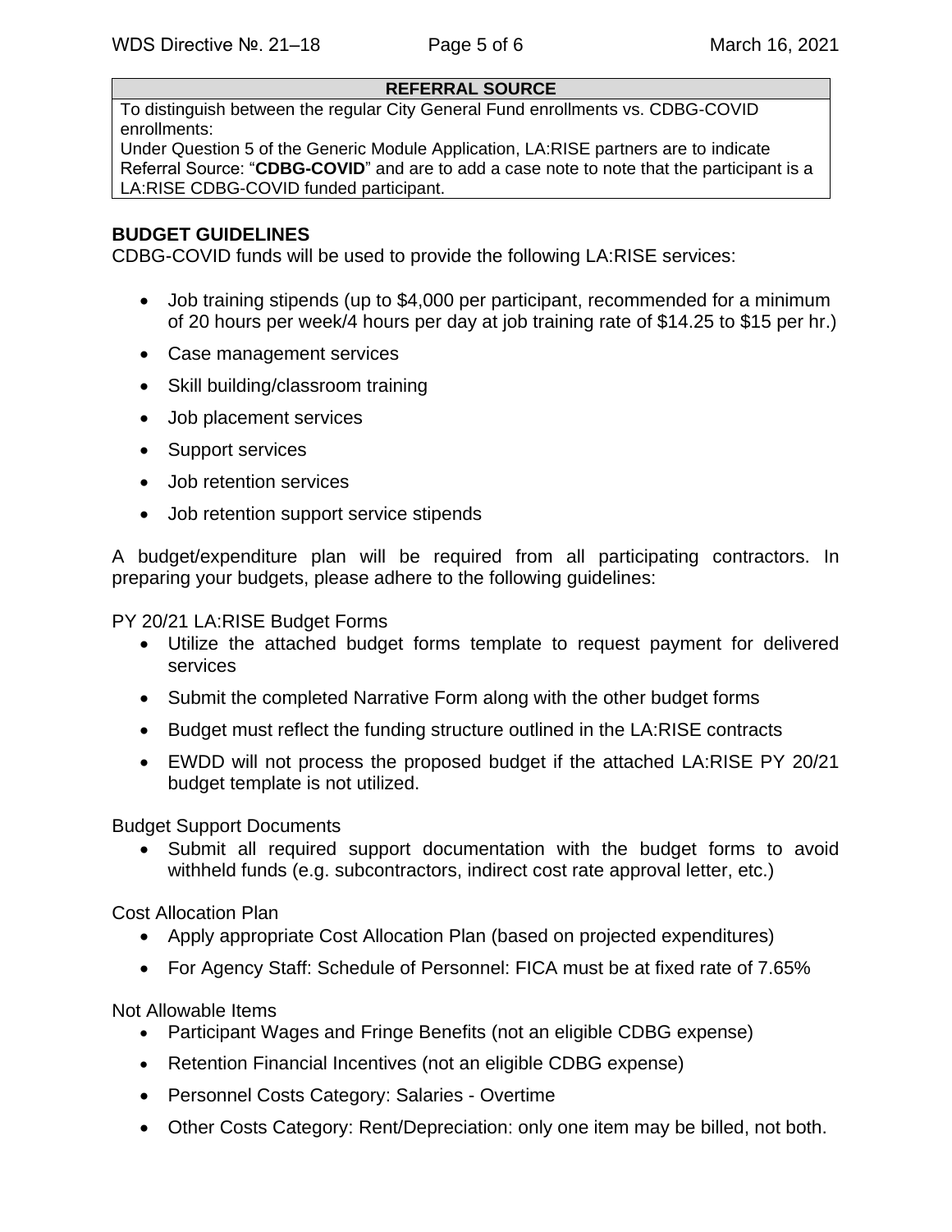| REFERRAL SOURCE |
| --- |
| To distinguish between the regular City General Fund enrollments vs. CDBG-COVID enrollments:<br>Under Question 5 of the Generic Module Application, LA:RISE partners are to indicate Referral Source: "**CDBG-COVID**" and are to add a case note to note that the participant is a LA:RISE CDBG-COVID funded participant. |

**BUDGET GUIDELINES**

CDBG-COVID funds will be used to provide the following LA:RISE services:

- Job training stipends (up to $4,000 per participant, recommended for a minimum of 20 hours per week/4 hours per day at job training rate of $14.25 to $15 per hr.)
- Case management services
- Skill building/classroom training
- Job placement services
- Support services
- Job retention services
- Job retention support service stipends

A budget/expenditure plan will be required from all participating contractors. In preparing your budgets, please adhere to the following guidelines:

PY 20/21 LA:RISE Budget Forms

- Utilize the attached budget forms template to request payment for delivered services
- Submit the completed Narrative Form along with the other budget forms
- Budget must reflect the funding structure outlined in the LA:RISE contracts
- EWDD will not process the proposed budget if the attached LA:RISE PY 20/21 budget template is not utilized.

Budget Support Documents

- Submit all required support documentation with the budget forms to avoid withheld funds (e.g. subcontractors, indirect cost rate approval letter, etc.)

Cost Allocation Plan

- Apply appropriate Cost Allocation Plan (based on projected expenditures)
- For Agency Staff: Schedule of Personnel: FICA must be at fixed rate of 7.65%

Not Allowable Items

- Participant Wages and Fringe Benefits (not an eligible CDBG expense)
- Retention Financial Incentives (not an eligible CDBG expense)
- Personnel Costs Category: Salaries - Overtime
- Other Costs Category: Rent/Depreciation: only one item may be billed, not both.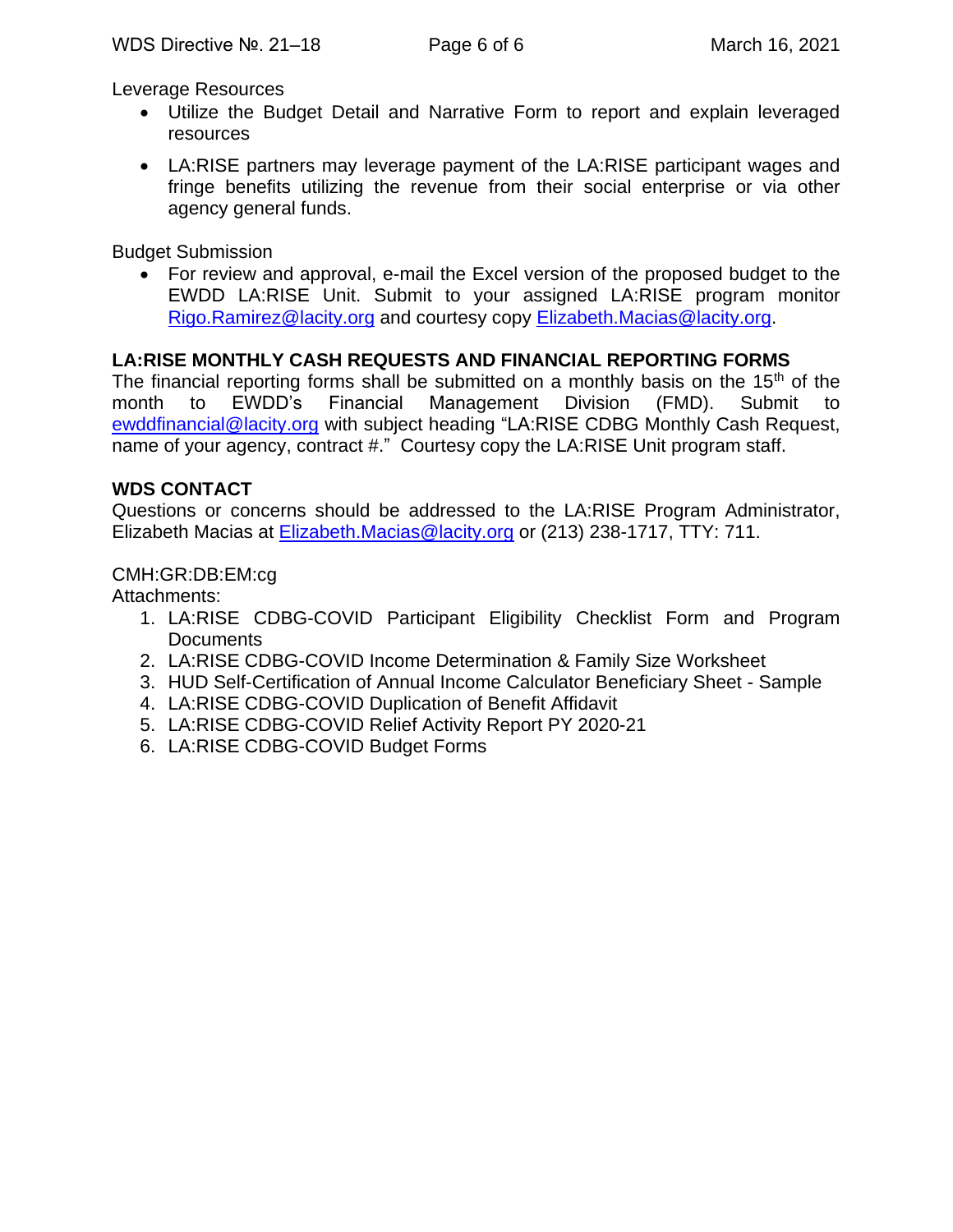Leverage Resources

- Utilize the Budget Detail and Narrative Form to report and explain leveraged resources
- LA:RISE partners may leverage payment of the LA:RISE participant wages and fringe benefits utilizing the revenue from their social enterprise or via other agency general funds.

Budget Submission

- For review and approval, e-mail the Excel version of the proposed budget to the EWDD LA:RISE Unit. Submit to your assigned LA:RISE program monitor Rigo.Ramirez@lacity.org and courtesy copy Elizabeth.Macias@lacity.org.

**LA:RISE MONTHLY CASH REQUESTS AND FINANCIAL REPORTING FORMS**

The financial reporting forms shall be submitted on a monthly basis on the 15th of the month to EWDD's Financial Management Division (FMD). Submit to ewddfinancial@lacity.org with subject heading "LA:RISE CDBG Monthly Cash Request, name of your agency, contract #." Courtesy copy the LA:RISE Unit program staff.

**WDS CONTACT**

Questions or concerns should be addressed to the LA:RISE Program Administrator, Elizabeth Macias at Elizabeth.Macias@lacity.org or (213) 238-1717, TTY: 711.

CMH:GR:DB:EM:cg

Attachments:

1. LA:RISE CDBG-COVID Participant Eligibility Checklist Form and Program Documents
2. LA:RISE CDBG-COVID Income Determination & Family Size Worksheet
3. HUD Self-Certification of Annual Income Calculator Beneficiary Sheet - Sample
4. LA:RISE CDBG-COVID Duplication of Benefit Affidavit
5. LA:RISE CDBG-COVID Relief Activity Report PY 2020-21
6. LA:RISE CDBG-COVID Budget Forms